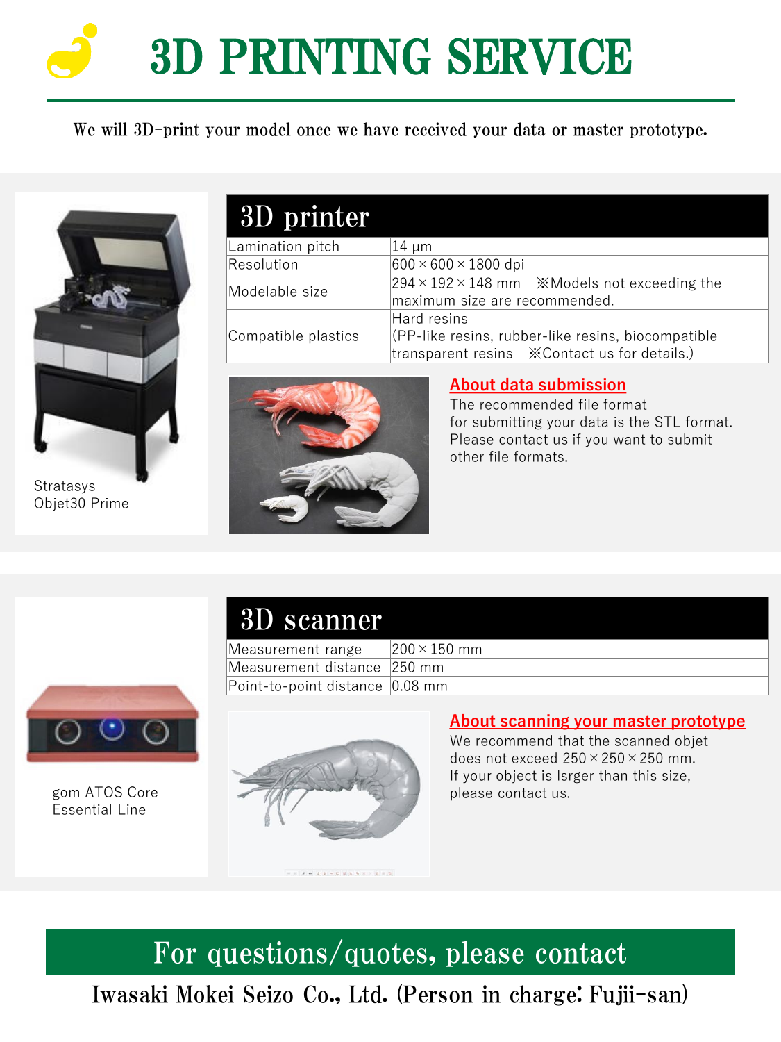# 3D PRINTING SERVICE

We will 3D-print your model once we have received your data or master prototype.

Stratasys
Objet30 Prime

## 3D printer

| | |
|---|---|
| Lamination pitch | 14 µm |
| Resolution | 600 × 600 × 1800 dpi |
| Modelable size | 294 × 192 × 148 mm ※Models not exceeding the maximum size are recommended. |
| Compatible plastics | Hard resins (PP-like resins, rubber-like resins, biocompatible transparent resins ※Contact us for details.) |

### About data submission

The recommended file format for submitting your data is the STL format. Please contact us if you want to submit other file formats.

gom ATOS Core
Essential Line

## 3D scanner

| | |
|---|---|
| Measurement range | 200 × 150 mm |
| Measurement distance | 250 mm |
| Point-to-point distance | 0.08 mm |

### About scanning your master prototype

We recommend that the scanned objet does not exceed 250 × 250 × 250 mm. If your object is lsrger than this size, please contact us.

## For questions/quotes, please contact

Iwasaki Mokei Seizo Co., Ltd. (Person in charge: Fujii-san)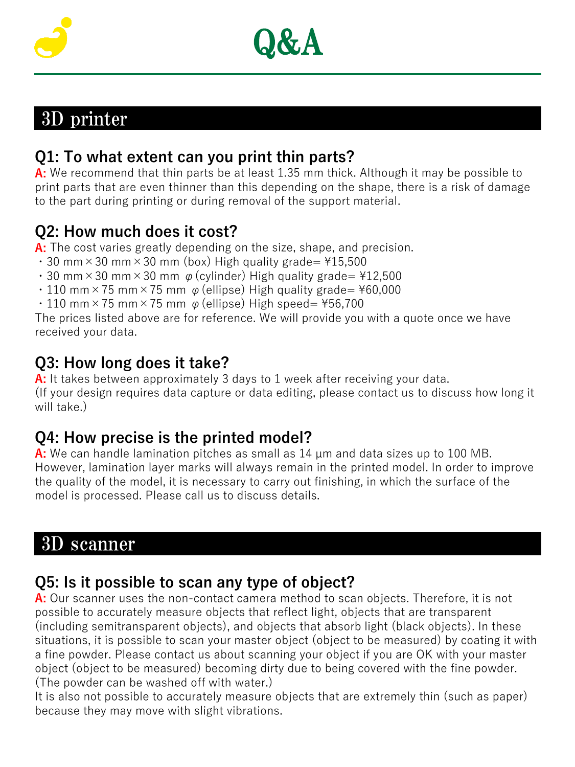# Q&A

## 3D printer

### Q1: To what extent can you print thin parts?

**A:** We recommend that thin parts be at least 1.35 mm thick. Although it may be possible to print parts that are even thinner than this depending on the shape, there is a risk of damage to the part during printing or during removal of the support material.

### Q2: How much does it cost?

**A:** The cost varies greatly depending on the size, shape, and precision.

・30 mm×30 mm×30 mm (box) High quality grade= ¥15,500
・30 mm×30 mm×30 mm φ (cylinder) High quality grade= ¥12,500
・110 mm×75 mm×75 mm φ (ellipse) High quality grade= ¥60,000
・110 mm×75 mm×75 mm φ (ellipse) High speed= ¥56,700

The prices listed above are for reference. We will provide you with a quote once we have received your data.

### Q3: How long does it take?

**A:** It takes between approximately 3 days to 1 week after receiving your data.
(If your design requires data capture or data editing, please contact us to discuss how long it will take.)

### Q4: How precise is the printed model?

**A:** We can handle lamination pitches as small as 14 μm and data sizes up to 100 MB. However, lamination layer marks will always remain in the printed model. In order to improve the quality of the model, it is necessary to carry out finishing, in which the surface of the model is processed. Please call us to discuss details.

## 3D scanner

### Q5: Is it possible to scan any type of object?

**A:** Our scanner uses the non-contact camera method to scan objects. Therefore, it is not possible to accurately measure objects that reflect light, objects that are transparent (including semitransparent objects), and objects that absorb light (black objects). In these situations, it is possible to scan your master object (object to be measured) by coating it with a fine powder. Please contact us about scanning your object if you are OK with your master object (object to be measured) becoming dirty due to being covered with the fine powder. (The powder can be washed off with water.)

It is also not possible to accurately measure objects that are extremely thin (such as paper) because they may move with slight vibrations.